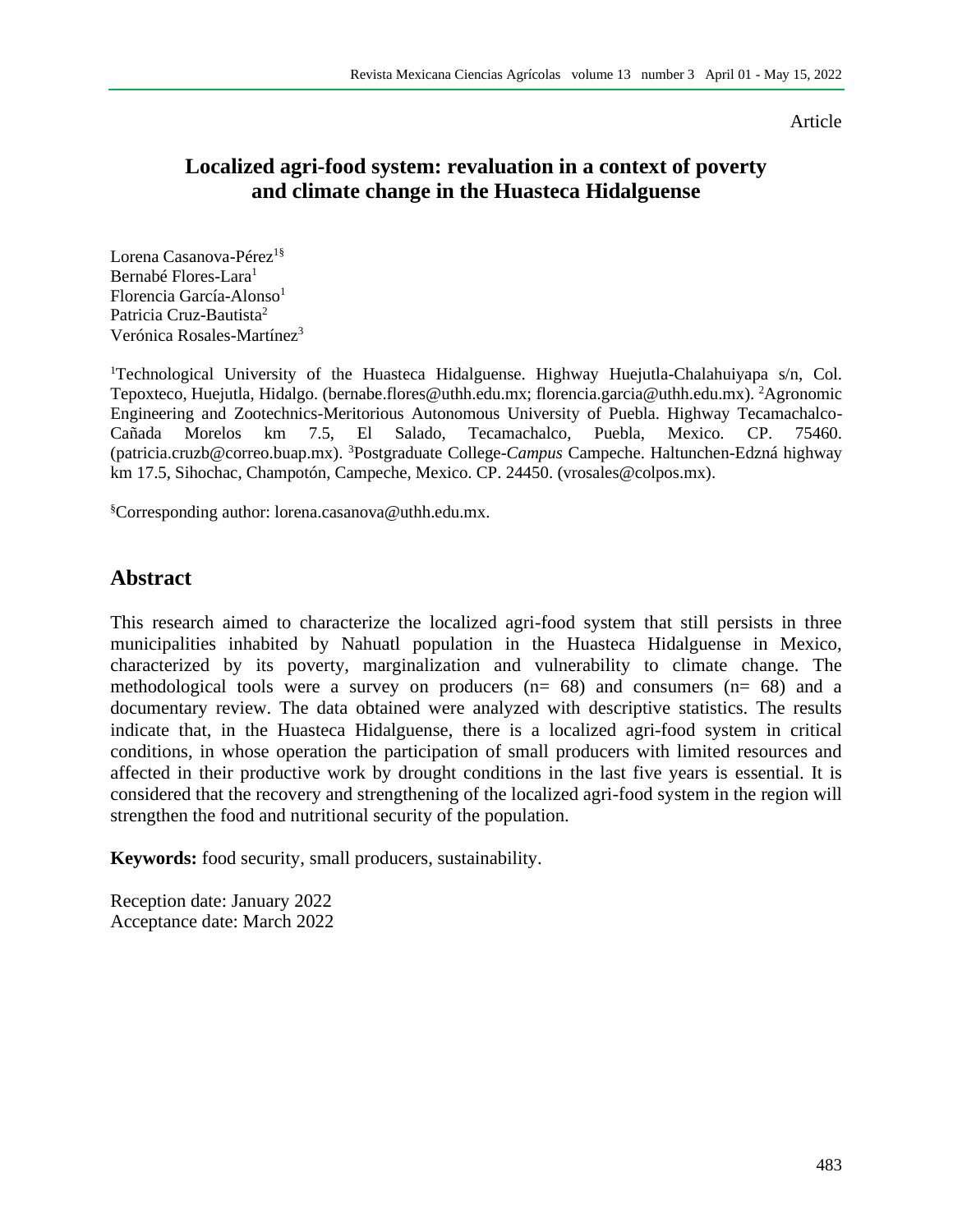Article

# Localized agri-food system: revaluation in a context of poverty and climate change in the Huasteca Hidalguense

Lorena Casanova-Pérez[1§]
Bernabé Flores-Lara[1]
Florencia García-Alonso[1]
Patricia Cruz-Bautista[2]
Verónica Rosales-Martínez[3]

[1]Technological University of the Huasteca Hidalguense. Highway Huejutla-Chalahuiyapa s/n, Col. Tepoxteco, Huejutla, Hidalgo. (bernabe.flores@uthh.edu.mx; florencia.garcia@uthh.edu.mx). [2]Agronomic Engineering and Zootechnics-Meritorious Autonomous University of Puebla. Highway Tecamachalco-Cañada Morelos km 7.5, El Salado, Tecamachalco, Puebla, Mexico. CP. 75460. (patricia.cruzb@correo.buap.mx). [3]Postgraduate College-*Campus* Campeche. Haltunchen-Edzná highway km 17.5, Sihochac, Champotón, Campeche, Mexico. CP. 24450. (vrosales@colpos.mx).

[§]Corresponding author: lorena.casanova@uthh.edu.mx.

## Abstract

This research aimed to characterize the localized agri-food system that still persists in three municipalities inhabited by Nahuatl population in the Huasteca Hidalguense in Mexico, characterized by its poverty, marginalization and vulnerability to climate change. The methodological tools were a survey on producers (n= 68) and consumers (n= 68) and a documentary review. The data obtained were analyzed with descriptive statistics. The results indicate that, in the Huasteca Hidalguense, there is a localized agri-food system in critical conditions, in whose operation the participation of small producers with limited resources and affected in their productive work by drought conditions in the last five years is essential. It is considered that the recovery and strengthening of the localized agri-food system in the region will strengthen the food and nutritional security of the population.

**Keywords:** food security, small producers, sustainability.

Reception date: January 2022
Acceptance date: March 2022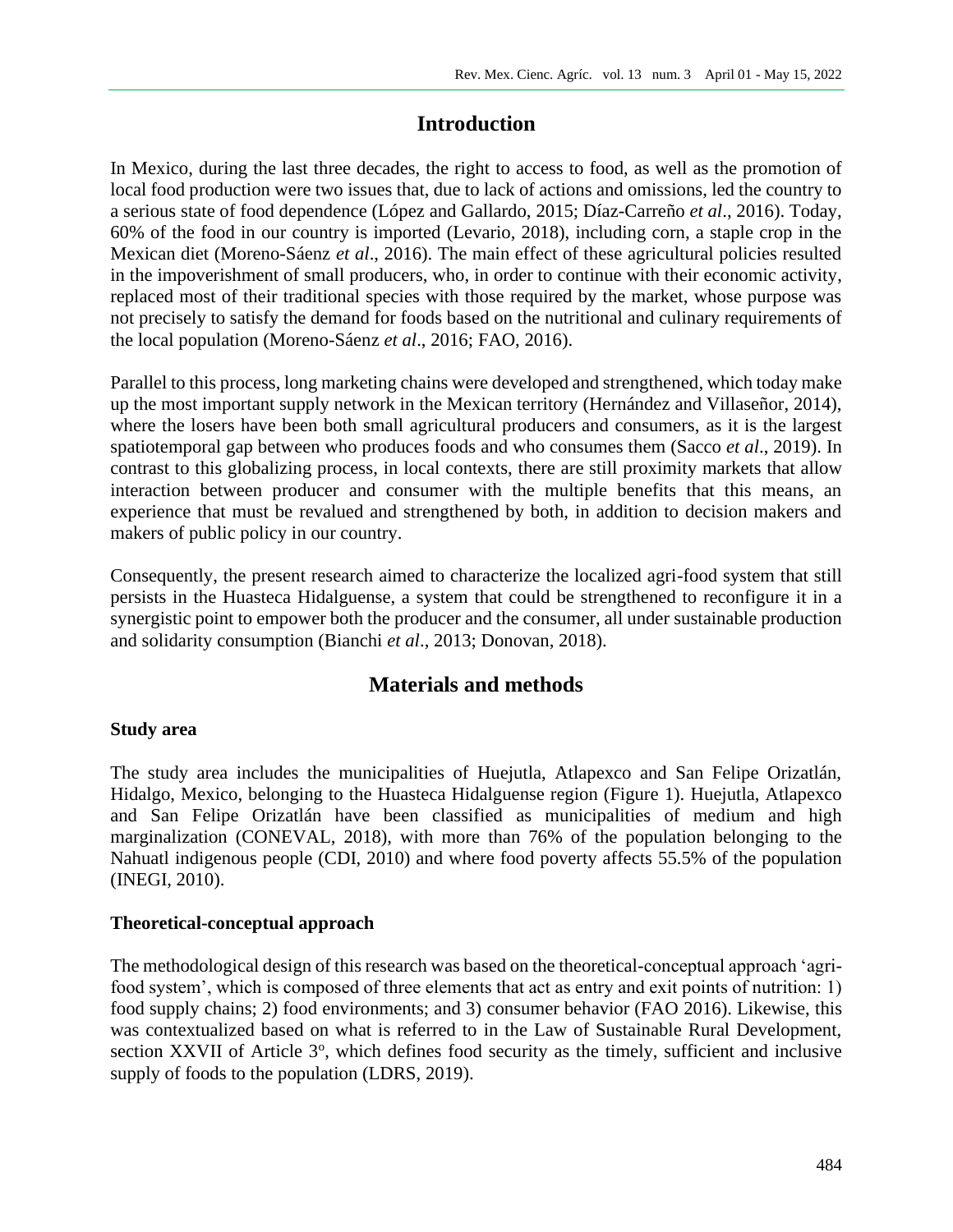## Introduction

In Mexico, during the last three decades, the right to access to food, as well as the promotion of local food production were two issues that, due to lack of actions and omissions, led the country to a serious state of food dependence (López and Gallardo, 2015; Díaz-Carreño *et al*., 2016). Today, 60% of the food in our country is imported (Levario, 2018), including corn, a staple crop in the Mexican diet (Moreno-Sáenz *et al*., 2016). The main effect of these agricultural policies resulted in the impoverishment of small producers, who, in order to continue with their economic activity, replaced most of their traditional species with those required by the market, whose purpose was not precisely to satisfy the demand for foods based on the nutritional and culinary requirements of the local population (Moreno-Sáenz *et al*., 2016; FAO, 2016).

Parallel to this process, long marketing chains were developed and strengthened, which today make up the most important supply network in the Mexican territory (Hernández and Villaseñor, 2014), where the losers have been both small agricultural producers and consumers, as it is the largest spatiotemporal gap between who produces foods and who consumes them (Sacco *et al*., 2019). In contrast to this globalizing process, in local contexts, there are still proximity markets that allow interaction between producer and consumer with the multiple benefits that this means, an experience that must be revalued and strengthened by both, in addition to decision makers and makers of public policy in our country.

Consequently, the present research aimed to characterize the localized agri-food system that still persists in the Huasteca Hidalguense, a system that could be strengthened to reconfigure it in a synergistic point to empower both the producer and the consumer, all under sustainable production and solidarity consumption (Bianchi *et al*., 2013; Donovan, 2018).

## Materials and methods

### Study area

The study area includes the municipalities of Huejutla, Atlapexco and San Felipe Orizatlán, Hidalgo, Mexico, belonging to the Huasteca Hidalguense region (Figure 1). Huejutla, Atlapexco and San Felipe Orizatlán have been classified as municipalities of medium and high marginalization (CONEVAL, 2018), with more than 76% of the population belonging to the Nahuatl indigenous people (CDI, 2010) and where food poverty affects 55.5% of the population (INEGI, 2010).

### Theoretical-conceptual approach

The methodological design of this research was based on the theoretical-conceptual approach 'agri-food system', which is composed of three elements that act as entry and exit points of nutrition: 1) food supply chains; 2) food environments; and 3) consumer behavior (FAO 2016). Likewise, this was contextualized based on what is referred to in the Law of Sustainable Rural Development, section XXVII of Article 3º, which defines food security as the timely, sufficient and inclusive supply of foods to the population (LDRS, 2019).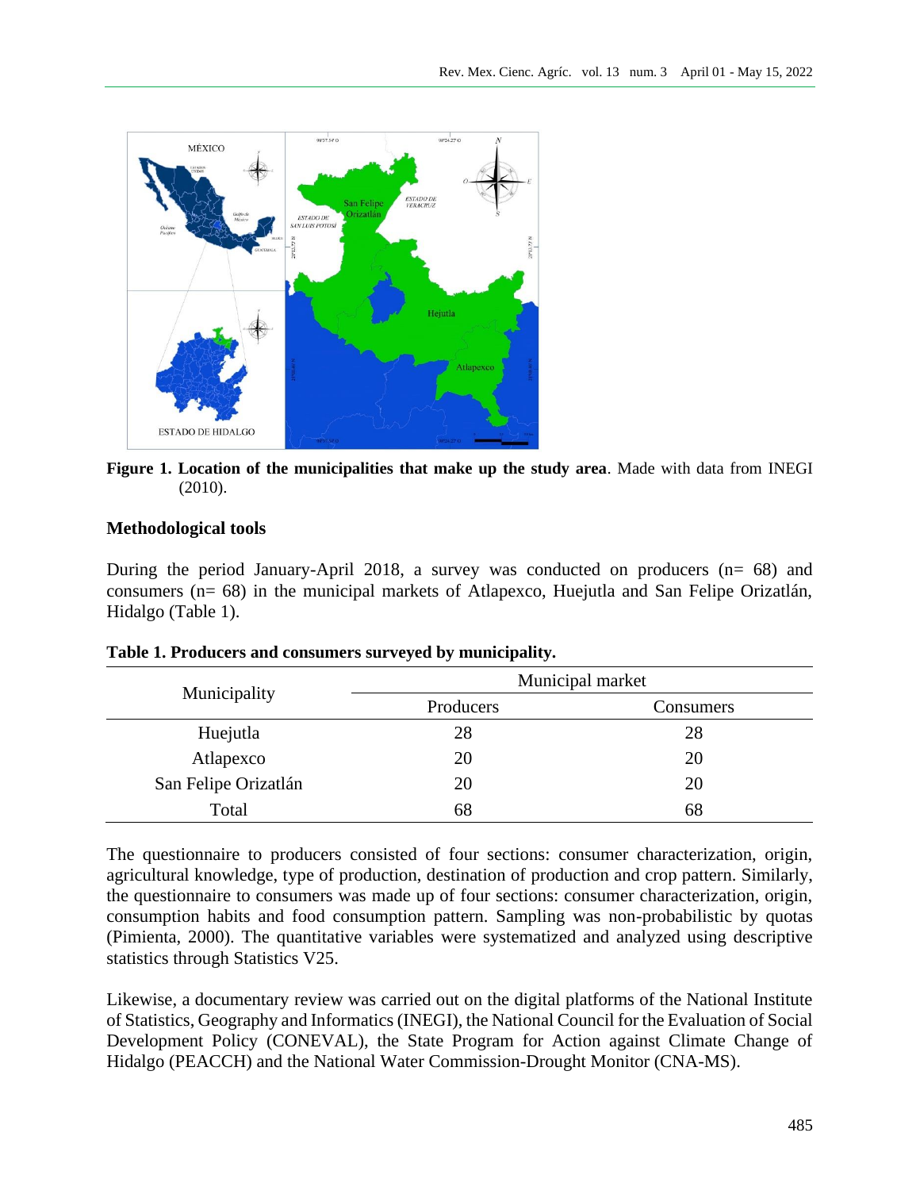**Figure 1. Location of the municipalities that make up the study area**. Made with data from INEGI (2010).

**Methodological tools**

During the period January-April 2018, a survey was conducted on producers (n= 68) and consumers (n= 68) in the municipal markets of Atlapexco, Huejutla and San Felipe Orizatlán, Hidalgo (Table 1).

**Table 1. Producers and consumers surveyed by municipality.**

| Municipality | Municipal market | |
|---|---|---|
| | Producers | Consumers |
| Huejutla | 28 | 28 |
| Atlapexco | 20 | 20 |
| San Felipe Orizatlán | 20 | 20 |
| Total | 68 | 68 |

The questionnaire to producers consisted of four sections: consumer characterization, origin, agricultural knowledge, type of production, destination of production and crop pattern. Similarly, the questionnaire to consumers was made up of four sections: consumer characterization, origin, consumption habits and food consumption pattern. Sampling was non-probabilistic by quotas (Pimienta, 2000). The quantitative variables were systematized and analyzed using descriptive statistics through Statistics V25.

Likewise, a documentary review was carried out on the digital platforms of the National Institute of Statistics, Geography and Informatics (INEGI), the National Council for the Evaluation of Social Development Policy (CONEVAL), the State Program for Action against Climate Change of Hidalgo (PEACCH) and the National Water Commission-Drought Monitor (CNA-MS).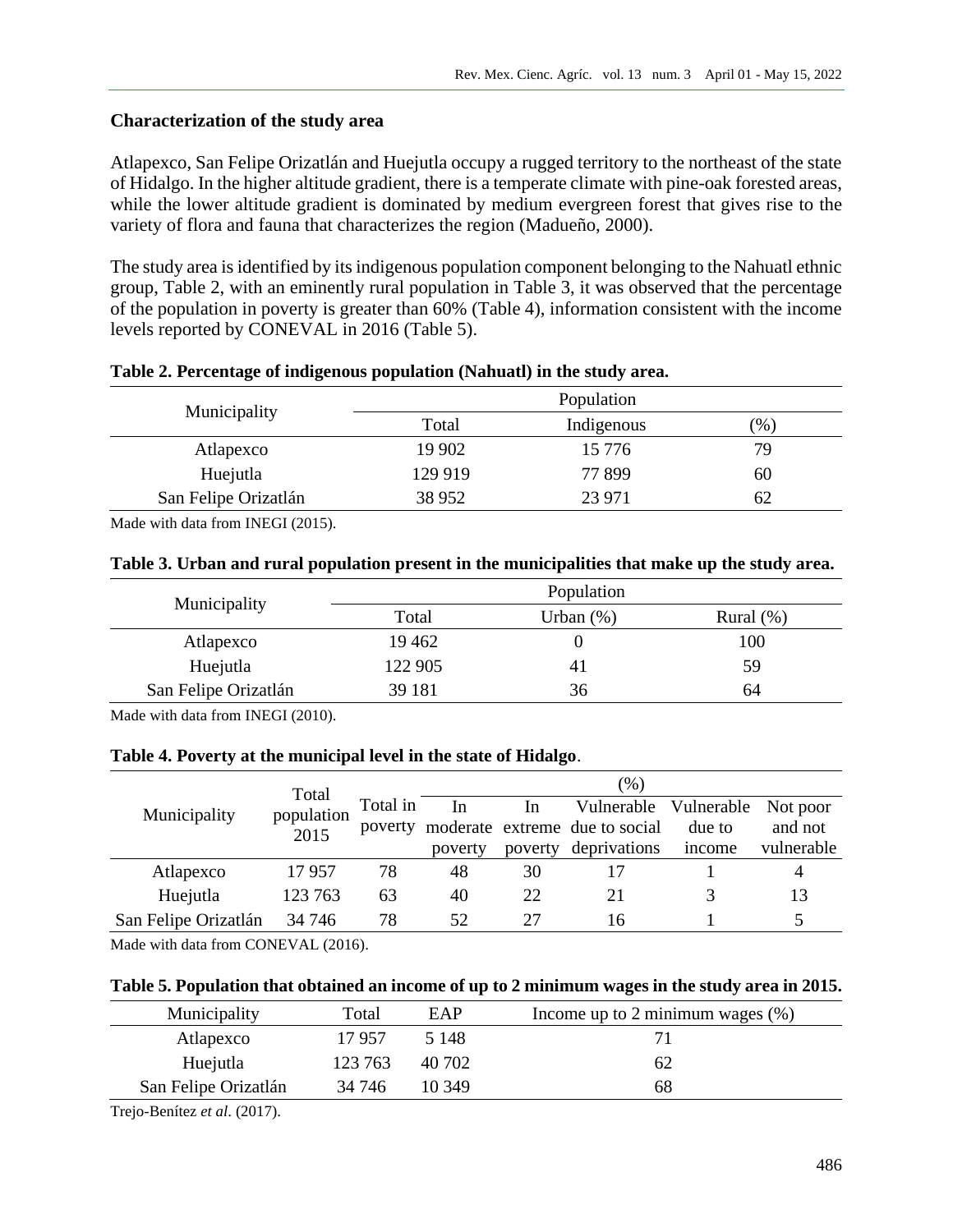## Characterization of the study area

Atlapexco, San Felipe Orizatlán and Huejutla occupy a rugged territory to the northeast of the state of Hidalgo. In the higher altitude gradient, there is a temperate climate with pine-oak forested areas, while the lower altitude gradient is dominated by medium evergreen forest that gives rise to the variety of flora and fauna that characterizes the region (Madueño, 2000).

The study area is identified by its indigenous population component belonging to the Nahuatl ethnic group, Table 2, with an eminently rural population in Table 3, it was observed that the percentage of the population in poverty is greater than 60% (Table 4), information consistent with the income levels reported by CONEVAL in 2016 (Table 5).

**Table 2. Percentage of indigenous population (Nahuatl) in the study area.**

| Municipality | Population | | |
|---|---|---|---|
| | Total | Indigenous | (%) |
| Atlapexco | 19 902 | 15 776 | 79 |
| Huejutla | 129 919 | 77 899 | 60 |
| San Felipe Orizatlán | 38 952 | 23 971 | 62 |

Made with data from INEGI (2015).

**Table 3. Urban and rural population present in the municipalities that make up the study area.**

| Municipality | Population | | |
|---|---|---|---|
| | Total | Urban (%) | Rural (%) |
| Atlapexco | 19 462 | 0 | 100 |
| Huejutla | 122 905 | 41 | 59 |
| San Felipe Orizatlán | 39 181 | 36 | 64 |

Made with data from INEGI (2010).

**Table 4. Poverty at the municipal level in the state of Hidalgo**.

| Municipality | Total population 2015 | (%) | | | | | |
|---|---|---|---|---|---|---|---|
| | | Total in poverty | In moderate poverty | In extreme poverty | Vulnerable due to social deprivations | Vulnerable due to income | Not poor and not vulnerable |
| Atlapexco | 17 957 | 78 | 48 | 30 | 17 | 1 | 4 |
| Huejutla | 123 763 | 63 | 40 | 22 | 21 | 3 | 13 |
| San Felipe Orizatlán | 34 746 | 78 | 52 | 27 | 16 | 1 | 5 |

Made with data from CONEVAL (2016).

**Table 5. Population that obtained an income of up to 2 minimum wages in the study area in 2015.**

| Municipality | Total | EAP | Income up to 2 minimum wages (%) |
|---|---|---|---|
| Atlapexco | 17 957 | 5 148 | 71 |
| Huejutla | 123 763 | 40 702 | 62 |
| San Felipe Orizatlán | 34 746 | 10 349 | 68 |

Trejo-Benítez *et al*. (2017).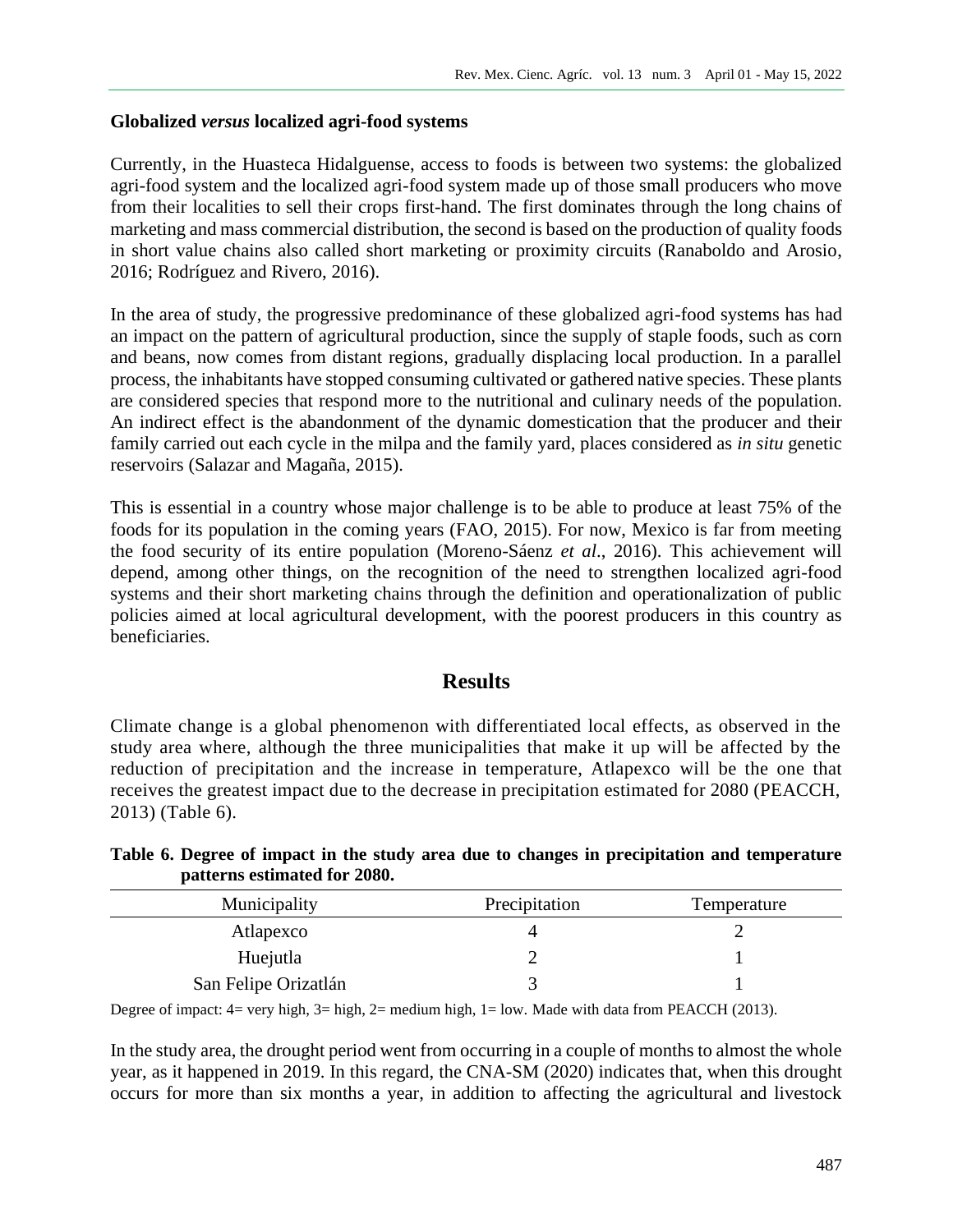### Globalized *versus* localized agri-food systems

Currently, in the Huasteca Hidalguense, access to foods is between two systems: the globalized agri-food system and the localized agri-food system made up of those small producers who move from their localities to sell their crops first-hand. The first dominates through the long chains of marketing and mass commercial distribution, the second is based on the production of quality foods in short value chains also called short marketing or proximity circuits (Ranaboldo and Arosio, 2016; Rodríguez and Rivero, 2016).

In the area of study, the progressive predominance of these globalized agri-food systems has had an impact on the pattern of agricultural production, since the supply of staple foods, such as corn and beans, now comes from distant regions, gradually displacing local production. In a parallel process, the inhabitants have stopped consuming cultivated or gathered native species. These plants are considered species that respond more to the nutritional and culinary needs of the population. An indirect effect is the abandonment of the dynamic domestication that the producer and their family carried out each cycle in the milpa and the family yard, places considered as *in situ* genetic reservoirs (Salazar and Magaña, 2015).

This is essential in a country whose major challenge is to be able to produce at least 75% of the foods for its population in the coming years (FAO, 2015). For now, Mexico is far from meeting the food security of its entire population (Moreno-Sáenz *et al*., 2016). This achievement will depend, among other things, on the recognition of the need to strengthen localized agri-food systems and their short marketing chains through the definition and operationalization of public policies aimed at local agricultural development, with the poorest producers in this country as beneficiaries.

## Results

Climate change is a global phenomenon with differentiated local effects, as observed in the study area where, although the three municipalities that make it up will be affected by the reduction of precipitation and the increase in temperature, Atlapexco will be the one that receives the greatest impact due to the decrease in precipitation estimated for 2080 (PEACCH, 2013) (Table 6).

**Table 6. Degree of impact in the study area due to changes in precipitation and temperature patterns estimated for 2080.**

| Municipality | Precipitation | Temperature |
|---|---|---|
| Atlapexco | 4 | 2 |
| Huejutla | 2 | 1 |
| San Felipe Orizatlán | 3 | 1 |

Degree of impact: 4= very high, 3= high, 2= medium high, 1= low. Made with data from PEACCH (2013).

In the study area, the drought period went from occurring in a couple of months to almost the whole year, as it happened in 2019. In this regard, the CNA-SM (2020) indicates that, when this drought occurs for more than six months a year, in addition to affecting the agricultural and livestock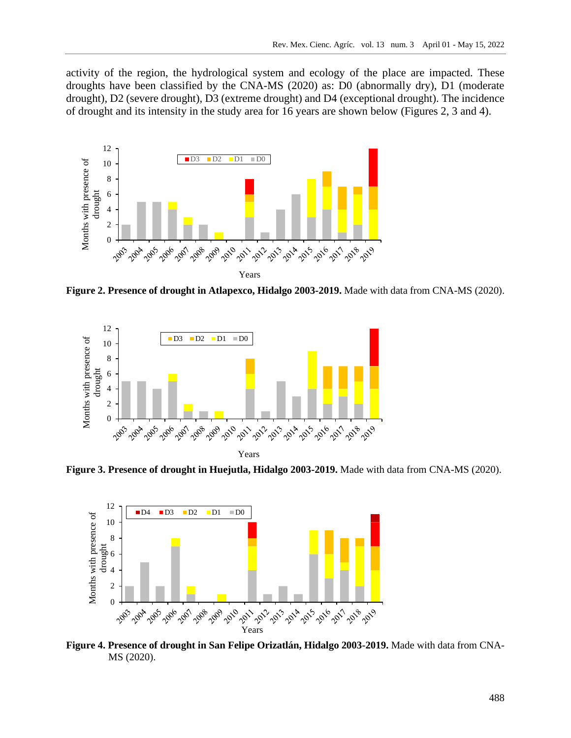activity of the region, the hydrological system and ecology of the place are impacted. These droughts have been classified by the CNA-MS (2020) as: D0 (abnormally dry), D1 (moderate drought), D2 (severe drought), D3 (extreme drought) and D4 (exceptional drought). The incidence of drought and its intensity in the study area for 16 years are shown below (Figures 2, 3 and 4).

Months with presence of drought

12
10
8
6
4
2
0

D3 D2 D1 D0

2003 2004 2005 2006 2007 2008 2009 2010 2011 2012 2013 2014 2015 2016 2017 2018 2019

Years

**Figure 2. Presence of drought in Atlapexco, Hidalgo 2003-2019.** Made with data from CNA-MS (2020).

Months with presence of drought

12
10
8
6
4
2
0

D3 D2 D1 D0

2003 2004 2005 2006 2007 2008 2009 2010 2011 2012 2013 2014 2015 2016 2017 2018 2019

Years

**Figure 3. Presence of drought in Huejutla, Hidalgo 2003-2019.** Made with data from CNA-MS (2020).

Months with presence of drought

12
10
8
6
4
2
0

D4 D3 D2 D1 D0

2003 2004 2005 2006 2007 2008 2009 2010 2011 2012 2013 2014 2015 2016 2017 2018 2019

Years

**Figure 4. Presence of drought in San Felipe Orizatlán, Hidalgo 2003-2019.** Made with data from CNA-MS (2020).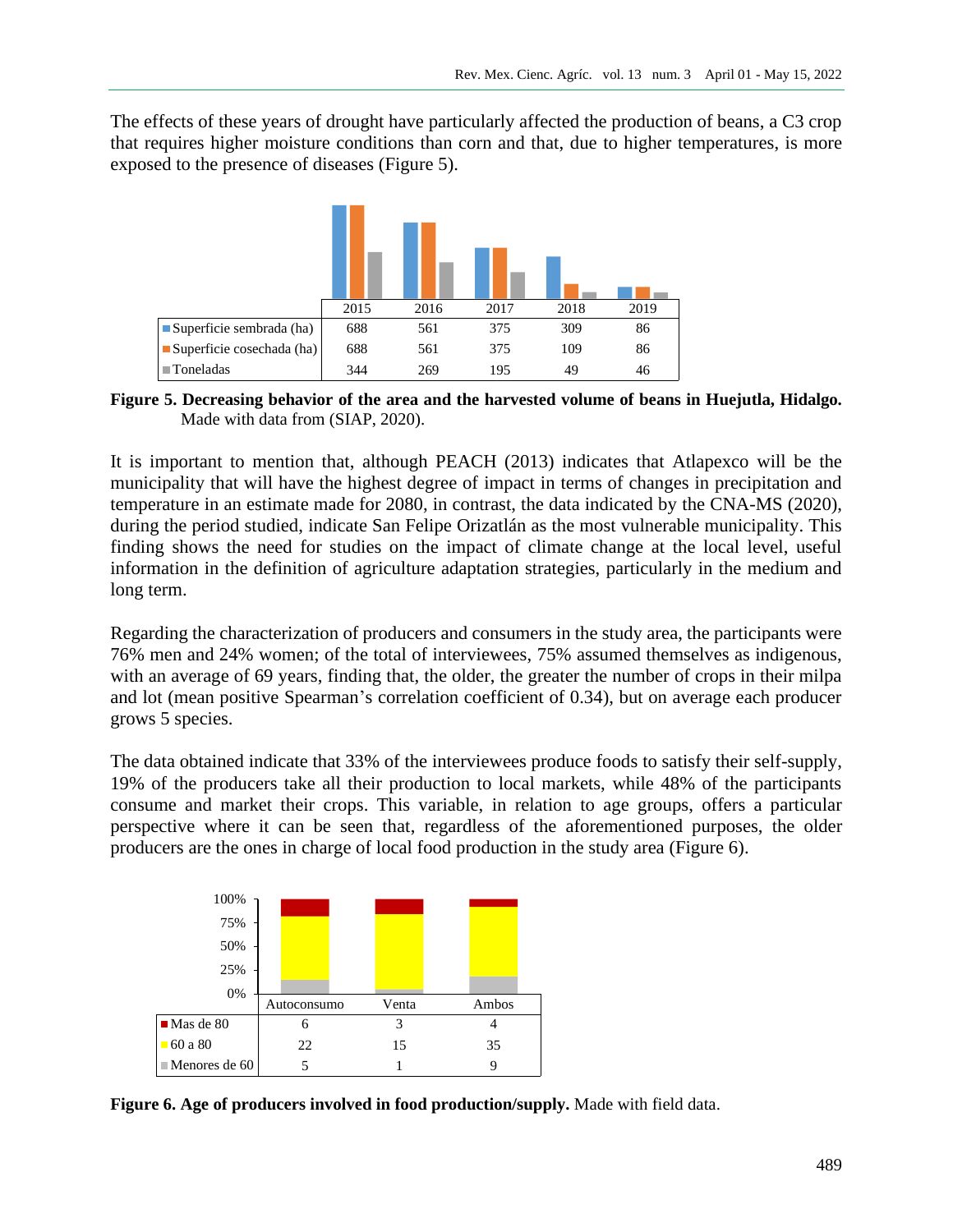The effects of these years of drought have particularly affected the production of beans, a C3 crop that requires higher moisture conditions than corn and that, due to higher temperatures, is more exposed to the presence of diseases (Figure 5).

2015 2016 2017 2018 2019

Superficie sembrada (ha) 688 561 375 309 86

Superficie cosechada (ha) 688 561 375 109 86

Toneladas 344 269 195 49 46

**Figure 5. Decreasing behavior of the area and the harvested volume of beans in Huejutla, Hidalgo.** Made with data from (SIAP, 2020).

It is important to mention that, although PEACH (2013) indicates that Atlapexco will be the municipality that will have the highest degree of impact in terms of changes in precipitation and temperature in an estimate made for 2080, in contrast, the data indicated by the CNA-MS (2020), during the period studied, indicate San Felipe Orizatlán as the most vulnerable municipality. This finding shows the need for studies on the impact of climate change at the local level, useful information in the definition of agriculture adaptation strategies, particularly in the medium and long term.

Regarding the characterization of producers and consumers in the study area, the participants were 76% men and 24% women; of the total of interviewees, 75% assumed themselves as indigenous, with an average of 69 years, finding that, the older, the greater the number of crops in their milpa and lot (mean positive Spearman's correlation coefficient of 0.34), but on average each producer grows 5 species.

The data obtained indicate that 33% of the interviewees produce foods to satisfy their self-supply, 19% of the producers take all their production to local markets, while 48% of the participants consume and market their crops. This variable, in relation to age groups, offers a particular perspective where it can be seen that, regardless of the aforementioned purposes, the older producers are the ones in charge of local food production in the study area (Figure 6).

100% 75% 50% 25% 0%

Autoconsumo Venta Ambos

Mas de 80 6 3 4

60 a 80 22 15 35

Menores de 60 5 1 9

**Figure 6. Age of producers involved in food production/supply.** Made with field data.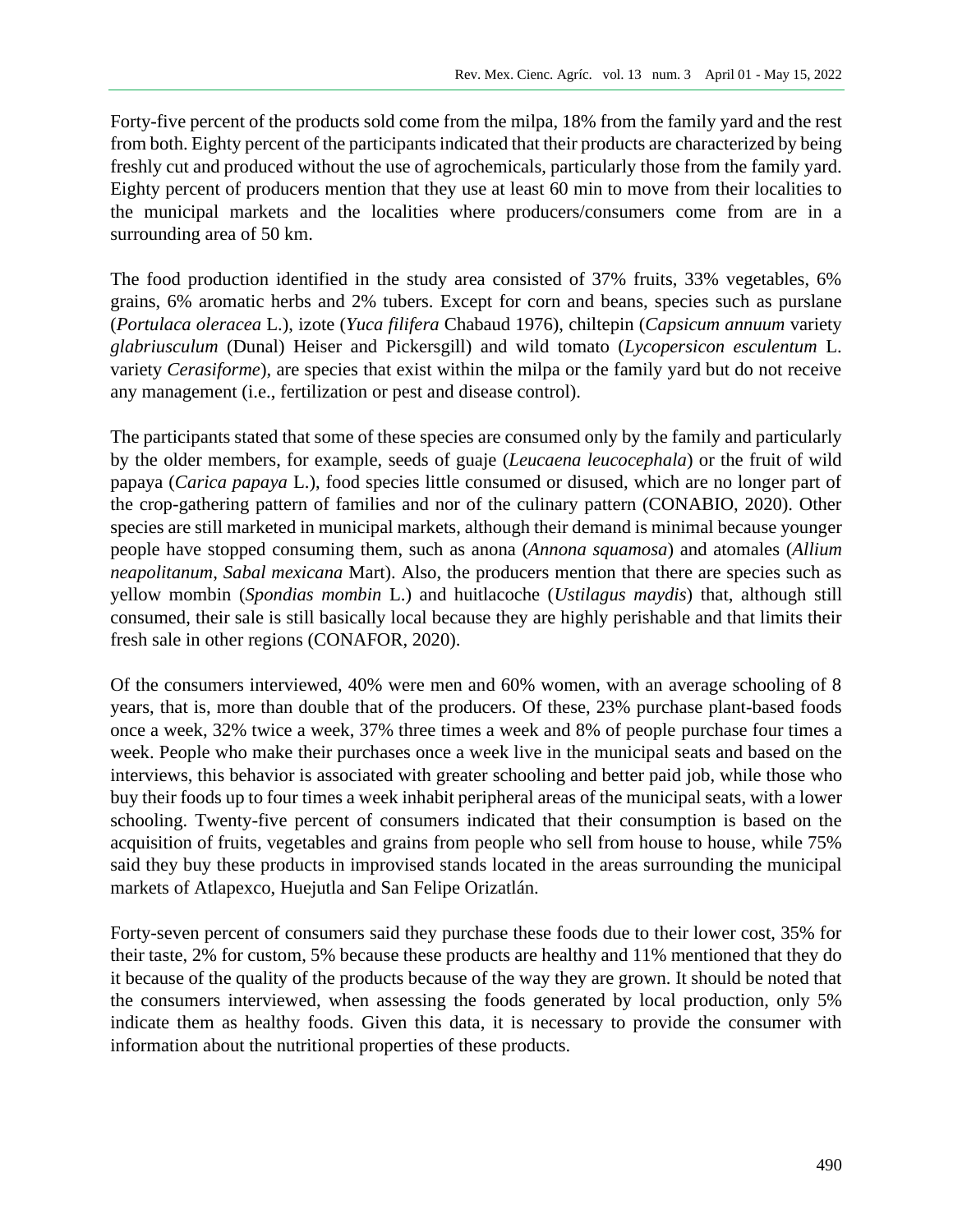Forty-five percent of the products sold come from the milpa, 18% from the family yard and the rest from both. Eighty percent of the participants indicated that their products are characterized by being freshly cut and produced without the use of agrochemicals, particularly those from the family yard. Eighty percent of producers mention that they use at least 60 min to move from their localities to the municipal markets and the localities where producers/consumers come from are in a surrounding area of 50 km.

The food production identified in the study area consisted of 37% fruits, 33% vegetables, 6% grains, 6% aromatic herbs and 2% tubers. Except for corn and beans, species such as purslane (*Portulaca oleracea* L.), izote (*Yuca filifera* Chabaud 1976), chiltepin (*Capsicum annuum* variety *glabriusculum* (Dunal) Heiser and Pickersgill) and wild tomato (*Lycopersicon esculentum* L. variety *Cerasiforme*), are species that exist within the milpa or the family yard but do not receive any management (i.e., fertilization or pest and disease control).

The participants stated that some of these species are consumed only by the family and particularly by the older members, for example, seeds of guaje (*Leucaena leucocephala*) or the fruit of wild papaya (*Carica papaya* L.), food species little consumed or disused, which are no longer part of the crop-gathering pattern of families and nor of the culinary pattern (CONABIO, 2020). Other species are still marketed in municipal markets, although their demand is minimal because younger people have stopped consuming them, such as anona (*Annona squamosa*) and atomales (*Allium neapolitanum*, *Sabal mexicana* Mart). Also, the producers mention that there are species such as yellow mombin (*Spondias mombin* L.) and huitlacoche (*Ustilagus maydis*) that, although still consumed, their sale is still basically local because they are highly perishable and that limits their fresh sale in other regions (CONAFOR, 2020).

Of the consumers interviewed, 40% were men and 60% women, with an average schooling of 8 years, that is, more than double that of the producers. Of these, 23% purchase plant-based foods once a week, 32% twice a week, 37% three times a week and 8% of people purchase four times a week. People who make their purchases once a week live in the municipal seats and based on the interviews, this behavior is associated with greater schooling and better paid job, while those who buy their foods up to four times a week inhabit peripheral areas of the municipal seats, with a lower schooling. Twenty-five percent of consumers indicated that their consumption is based on the acquisition of fruits, vegetables and grains from people who sell from house to house, while 75% said they buy these products in improvised stands located in the areas surrounding the municipal markets of Atlapexco, Huejutla and San Felipe Orizatlán.

Forty-seven percent of consumers said they purchase these foods due to their lower cost, 35% for their taste, 2% for custom, 5% because these products are healthy and 11% mentioned that they do it because of the quality of the products because of the way they are grown. It should be noted that the consumers interviewed, when assessing the foods generated by local production, only 5% indicate them as healthy foods. Given this data, it is necessary to provide the consumer with information about the nutritional properties of these products.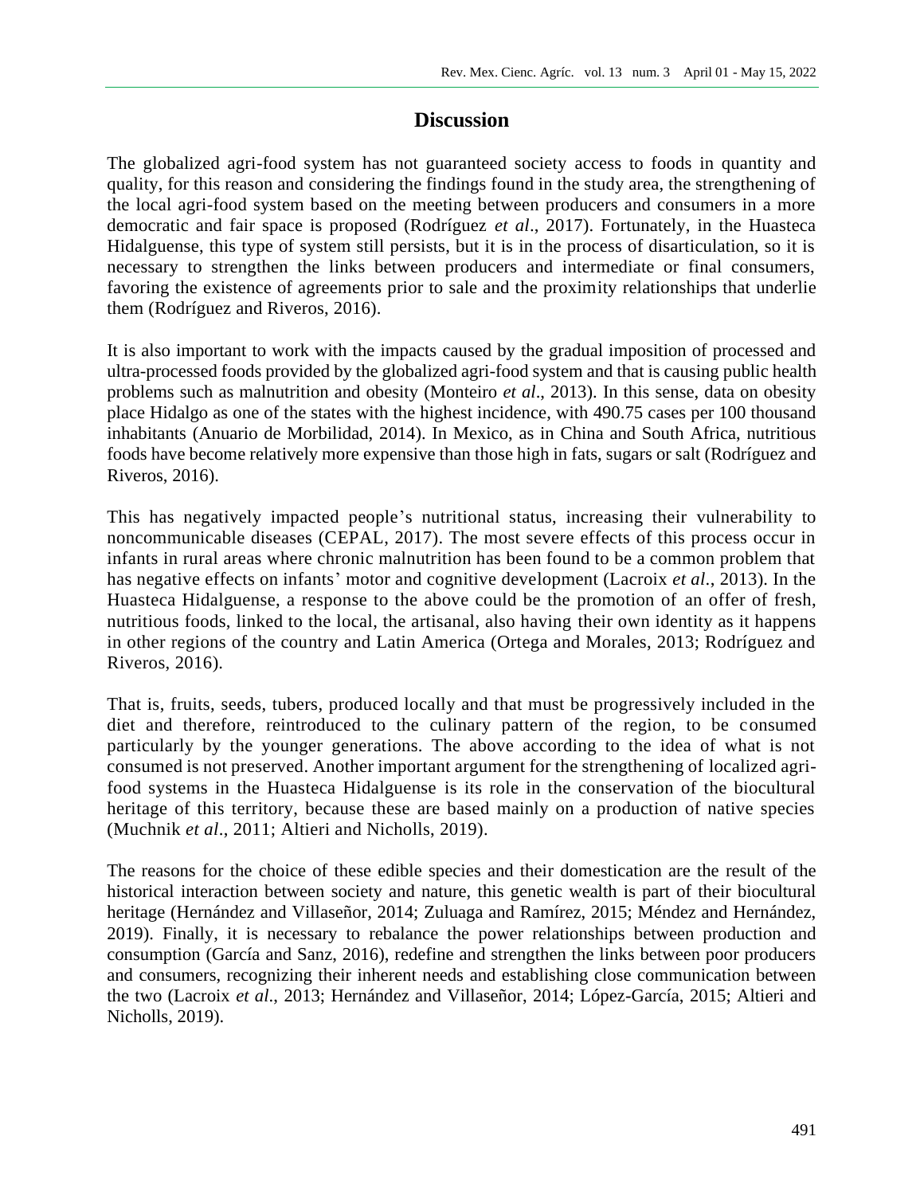## Discussion

The globalized agri-food system has not guaranteed society access to foods in quantity and quality, for this reason and considering the findings found in the study area, the strengthening of the local agri-food system based on the meeting between producers and consumers in a more democratic and fair space is proposed (Rodríguez *et al*., 2017). Fortunately, in the Huasteca Hidalguense, this type of system still persists, but it is in the process of disarticulation, so it is necessary to strengthen the links between producers and intermediate or final consumers, favoring the existence of agreements prior to sale and the proximity relationships that underlie them (Rodríguez and Riveros, 2016).

It is also important to work with the impacts caused by the gradual imposition of processed and ultra-processed foods provided by the globalized agri-food system and that is causing public health problems such as malnutrition and obesity (Monteiro *et al*., 2013). In this sense, data on obesity place Hidalgo as one of the states with the highest incidence, with 490.75 cases per 100 thousand inhabitants (Anuario de Morbilidad, 2014). In Mexico, as in China and South Africa, nutritious foods have become relatively more expensive than those high in fats, sugars or salt (Rodríguez and Riveros, 2016).

This has negatively impacted people's nutritional status, increasing their vulnerability to noncommunicable diseases (CEPAL, 2017). The most severe effects of this process occur in infants in rural areas where chronic malnutrition has been found to be a common problem that has negative effects on infants' motor and cognitive development (Lacroix *et al*., 2013). In the Huasteca Hidalguense, a response to the above could be the promotion of an offer of fresh, nutritious foods, linked to the local, the artisanal, also having their own identity as it happens in other regions of the country and Latin America (Ortega and Morales, 2013; Rodríguez and Riveros, 2016).

That is, fruits, seeds, tubers, produced locally and that must be progressively included in the diet and therefore, reintroduced to the culinary pattern of the region, to be consumed particularly by the younger generations. The above according to the idea of what is not consumed is not preserved. Another important argument for the strengthening of localized agri-food systems in the Huasteca Hidalguense is its role in the conservation of the biocultural heritage of this territory, because these are based mainly on a production of native species (Muchnik *et al*., 2011; Altieri and Nicholls, 2019).

The reasons for the choice of these edible species and their domestication are the result of the historical interaction between society and nature, this genetic wealth is part of their biocultural heritage (Hernández and Villaseñor, 2014; Zuluaga and Ramírez, 2015; Méndez and Hernández, 2019). Finally, it is necessary to rebalance the power relationships between production and consumption (García and Sanz, 2016), redefine and strengthen the links between poor producers and consumers, recognizing their inherent needs and establishing close communication between the two (Lacroix *et al*., 2013; Hernández and Villaseñor, 2014; López-García, 2015; Altieri and Nicholls, 2019).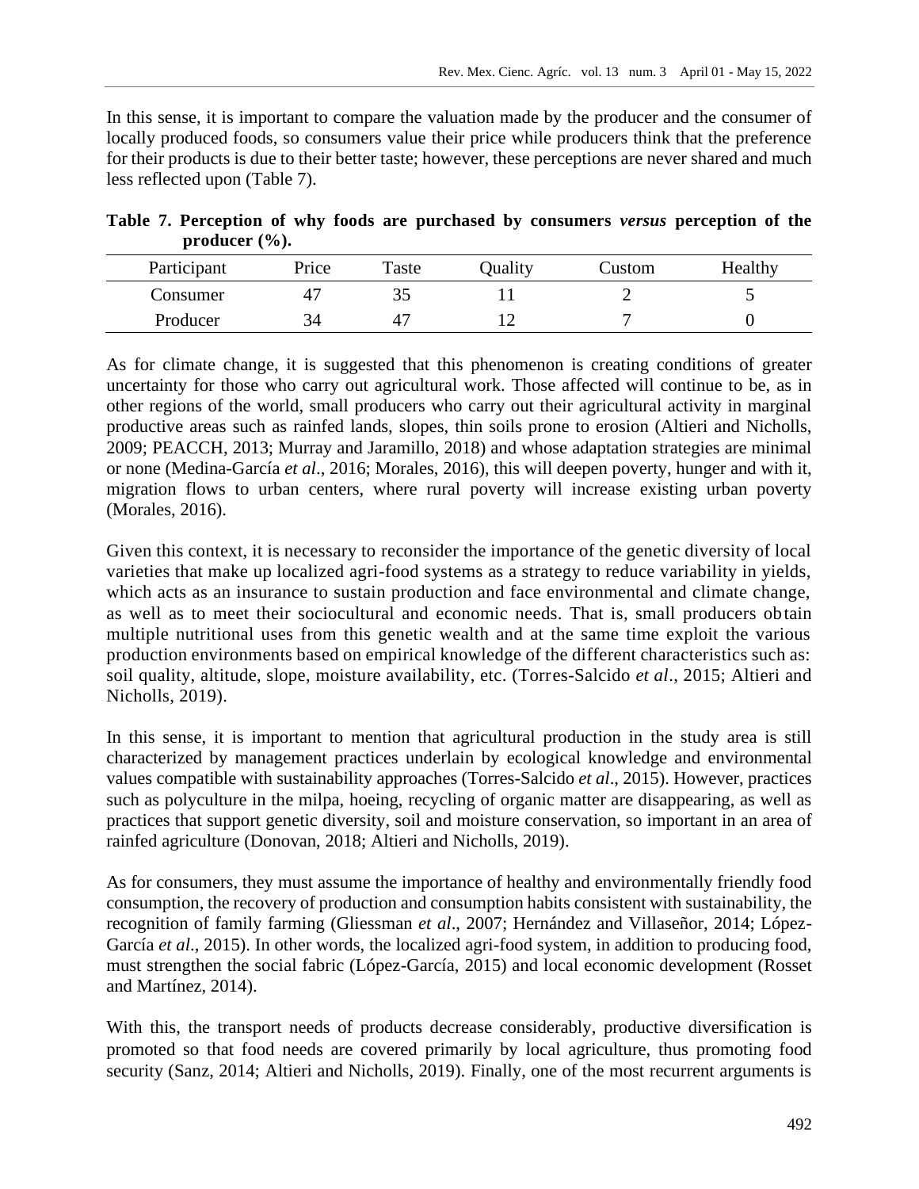In this sense, it is important to compare the valuation made by the producer and the consumer of locally produced foods, so consumers value their price while producers think that the preference for their products is due to their better taste; however, these perceptions are never shared and much less reflected upon (Table 7).

**Table 7. Perception of why foods are purchased by consumers *versus* perception of the producer (%).**

| Participant | Price | Taste | Quality | Custom | Healthy |
|---|---|---|---|---|---|
| Consumer | 47 | 35 | 11 | 2 | 5 |
| Producer | 34 | 47 | 12 | 7 | 0 |

As for climate change, it is suggested that this phenomenon is creating conditions of greater uncertainty for those who carry out agricultural work. Those affected will continue to be, as in other regions of the world, small producers who carry out their agricultural activity in marginal productive areas such as rainfed lands, slopes, thin soils prone to erosion (Altieri and Nicholls, 2009; PEACCH, 2013; Murray and Jaramillo, 2018) and whose adaptation strategies are minimal or none (Medina-García *et al*., 2016; Morales, 2016), this will deepen poverty, hunger and with it, migration flows to urban centers, where rural poverty will increase existing urban poverty (Morales, 2016).

Given this context, it is necessary to reconsider the importance of the genetic diversity of local varieties that make up localized agri-food systems as a strategy to reduce variability in yields, which acts as an insurance to sustain production and face environmental and climate change, as well as to meet their sociocultural and economic needs. That is, small producers obtain multiple nutritional uses from this genetic wealth and at the same time exploit the various production environments based on empirical knowledge of the different characteristics such as: soil quality, altitude, slope, moisture availability, etc. (Torres-Salcido *et al*., 2015; Altieri and Nicholls, 2019).

In this sense, it is important to mention that agricultural production in the study area is still characterized by management practices underlain by ecological knowledge and environmental values compatible with sustainability approaches (Torres-Salcido *et al*., 2015). However, practices such as polyculture in the milpa, hoeing, recycling of organic matter are disappearing, as well as practices that support genetic diversity, soil and moisture conservation, so important in an area of rainfed agriculture (Donovan, 2018; Altieri and Nicholls, 2019).

As for consumers, they must assume the importance of healthy and environmentally friendly food consumption, the recovery of production and consumption habits consistent with sustainability, the recognition of family farming (Gliessman *et al*., 2007; Hernández and Villaseñor, 2014; López-García *et al*., 2015). In other words, the localized agri-food system, in addition to producing food, must strengthen the social fabric (López-García, 2015) and local economic development (Rosset and Martínez, 2014).

With this, the transport needs of products decrease considerably, productive diversification is promoted so that food needs are covered primarily by local agriculture, thus promoting food security (Sanz, 2014; Altieri and Nicholls, 2019). Finally, one of the most recurrent arguments is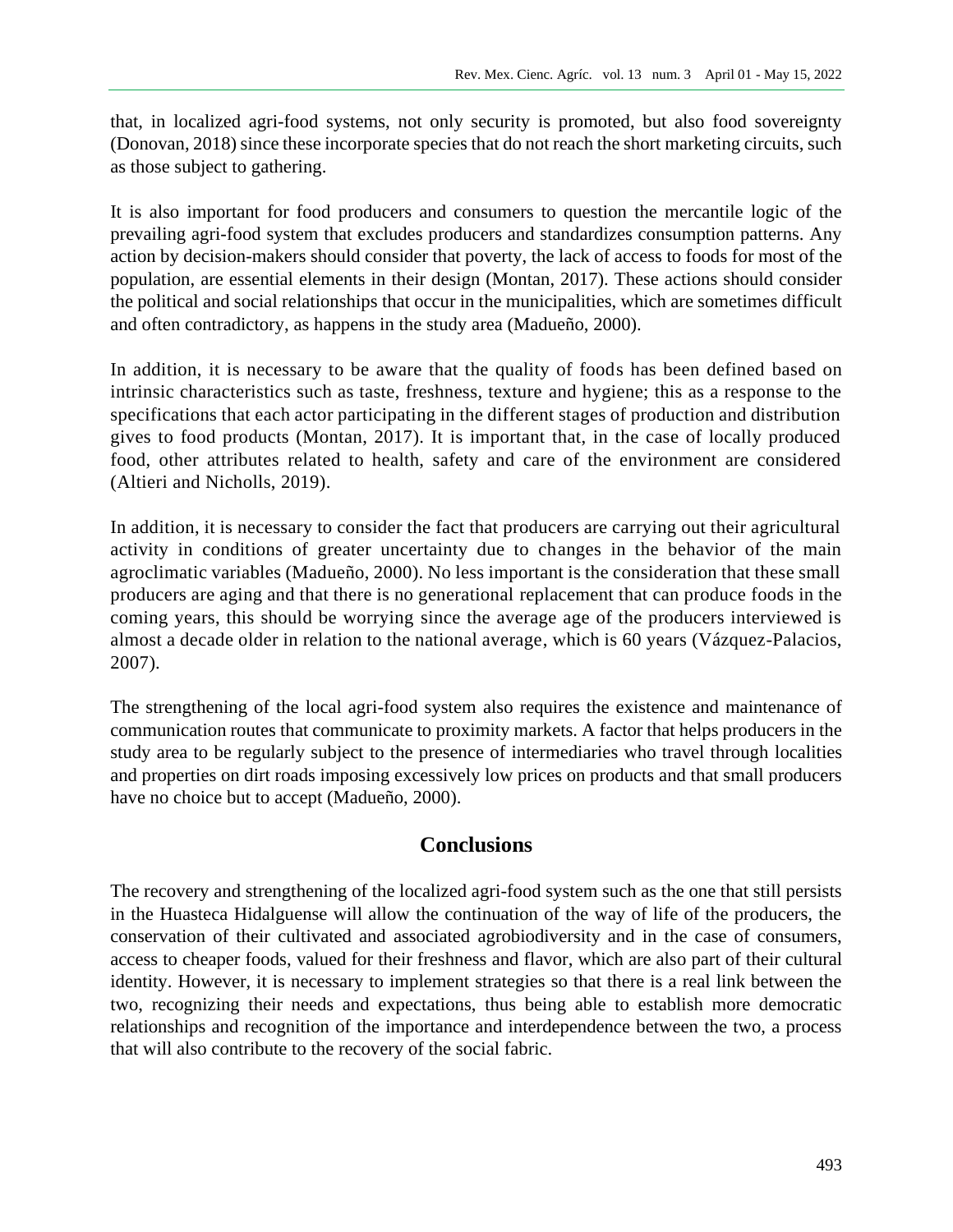that, in localized agri-food systems, not only security is promoted, but also food sovereignty (Donovan, 2018) since these incorporate species that do not reach the short marketing circuits, such as those subject to gathering.

It is also important for food producers and consumers to question the mercantile logic of the prevailing agri-food system that excludes producers and standardizes consumption patterns. Any action by decision-makers should consider that poverty, the lack of access to foods for most of the population, are essential elements in their design (Montan, 2017). These actions should consider the political and social relationships that occur in the municipalities, which are sometimes difficult and often contradictory, as happens in the study area (Madueño, 2000).

In addition, it is necessary to be aware that the quality of foods has been defined based on intrinsic characteristics such as taste, freshness, texture and hygiene; this as a response to the specifications that each actor participating in the different stages of production and distribution gives to food products (Montan, 2017). It is important that, in the case of locally produced food, other attributes related to health, safety and care of the environment are considered (Altieri and Nicholls, 2019).

In addition, it is necessary to consider the fact that producers are carrying out their agricultural activity in conditions of greater uncertainty due to changes in the behavior of the main agroclimatic variables (Madueño, 2000). No less important is the consideration that these small producers are aging and that there is no generational replacement that can produce foods in the coming years, this should be worrying since the average age of the producers interviewed is almost a decade older in relation to the national average, which is 60 years (Vázquez-Palacios, 2007).

The strengthening of the local agri-food system also requires the existence and maintenance of communication routes that communicate to proximity markets. A factor that helps producers in the study area to be regularly subject to the presence of intermediaries who travel through localities and properties on dirt roads imposing excessively low prices on products and that small producers have no choice but to accept (Madueño, 2000).

## Conclusions

The recovery and strengthening of the localized agri-food system such as the one that still persists in the Huasteca Hidalguense will allow the continuation of the way of life of the producers, the conservation of their cultivated and associated agrobiodiversity and in the case of consumers, access to cheaper foods, valued for their freshness and flavor, which are also part of their cultural identity. However, it is necessary to implement strategies so that there is a real link between the two, recognizing their needs and expectations, thus being able to establish more democratic relationships and recognition of the importance and interdependence between the two, a process that will also contribute to the recovery of the social fabric.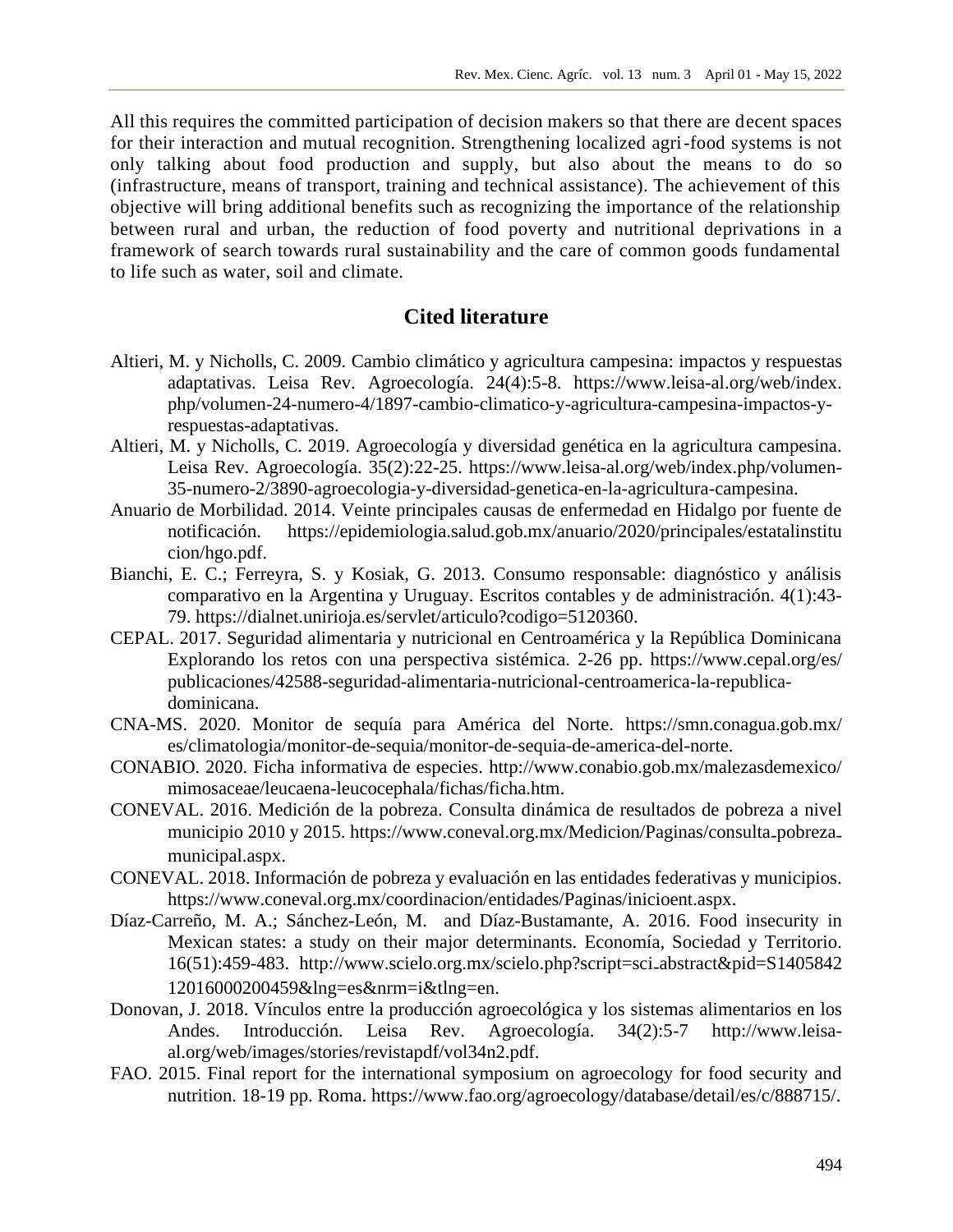All this requires the committed participation of decision makers so that there are decent spaces for their interaction and mutual recognition. Strengthening localized agri-food systems is not only talking about food production and supply, but also about the means to do so (infrastructure, means of transport, training and technical assistance). The achievement of this objective will bring additional benefits such as recognizing the importance of the relationship between rural and urban, the reduction of food poverty and nutritional deprivations in a framework of search towards rural sustainability and the care of common goods fundamental to life such as water, soil and climate.

## Cited literature

Altieri, M. y Nicholls, C. 2009. Cambio climático y agricultura campesina: impactos y respuestas adaptativas. Leisa Rev. Agroecología. 24(4):5-8. https://www.leisa-al.org/web/index.php/volumen-24-numero-4/1897-cambio-climatico-y-agricultura-campesina-impactos-y-respuestas-adaptativas.

Altieri, M. y Nicholls, C. 2019. Agroecología y diversidad genética en la agricultura campesina. Leisa Rev. Agroecología. 35(2):22-25. https://www.leisa-al.org/web/index.php/volumen-35-numero-2/3890-agroecologia-y-diversidad-genetica-en-la-agricultura-campesina.

Anuario de Morbilidad. 2014. Veinte principales causas de enfermedad en Hidalgo por fuente de notificación. https://epidemiologia.salud.gob.mx/anuario/2020/principales/estatalinstitucion/hgo.pdf.

Bianchi, E. C.; Ferreyra, S. y Kosiak, G. 2013. Consumo responsable: diagnóstico y análisis comparativo en la Argentina y Uruguay. Escritos contables y de administración. 4(1):43-79. https://dialnet.unirioja.es/servlet/articulo?codigo=5120360.

CEPAL. 2017. Seguridad alimentaria y nutricional en Centroamérica y la República Dominicana Explorando los retos con una perspectiva sistémica. 2-26 pp. https://www.cepal.org/es/publicaciones/42588-seguridad-alimentaria-nutricional-centroamerica-la-republica-dominicana.

CNA-MS. 2020. Monitor de sequía para América del Norte. https://smn.conagua.gob.mx/es/climatologia/monitor-de-sequia/monitor-de-sequia-de-america-del-norte.

CONABIO. 2020. Ficha informativa de especies. http://www.conabio.gob.mx/malezasdemexico/mimosaceae/leucaena-leucocephala/fichas/ficha.htm.

CONEVAL. 2016. Medición de la pobreza. Consulta dinámica de resultados de pobreza a nivel municipio 2010 y 2015. https://www.coneval.org.mx/Medicion/Paginas/consulta_pobreza_municipal.aspx.

CONEVAL. 2018. Información de pobreza y evaluación en las entidades federativas y municipios. https://www.coneval.org.mx/coordinacion/entidades/Paginas/inicioent.aspx.

Díaz-Carreño, M. A.; Sánchez-León, M. and Díaz-Bustamante, A. 2016. Food insecurity in Mexican states: a study on their major determinants. Economía, Sociedad y Territorio. 16(51):459-483. http://www.scielo.org.mx/scielo.php?script=sci_abstract&pid=S140584212016000200459&lng=es&nrm=i&tlng=en.

Donovan, J. 2018. Vínculos entre la producción agroecológica y los sistemas alimentarios en los Andes. Introducción. Leisa Rev. Agroecología. 34(2):5-7 http://www.leisa-al.org/web/images/stories/revistapdf/vol34n2.pdf.

FAO. 2015. Final report for the international symposium on agroecology for food security and nutrition. 18-19 pp. Roma. https://www.fao.org/agroecology/database/detail/es/c/888715/.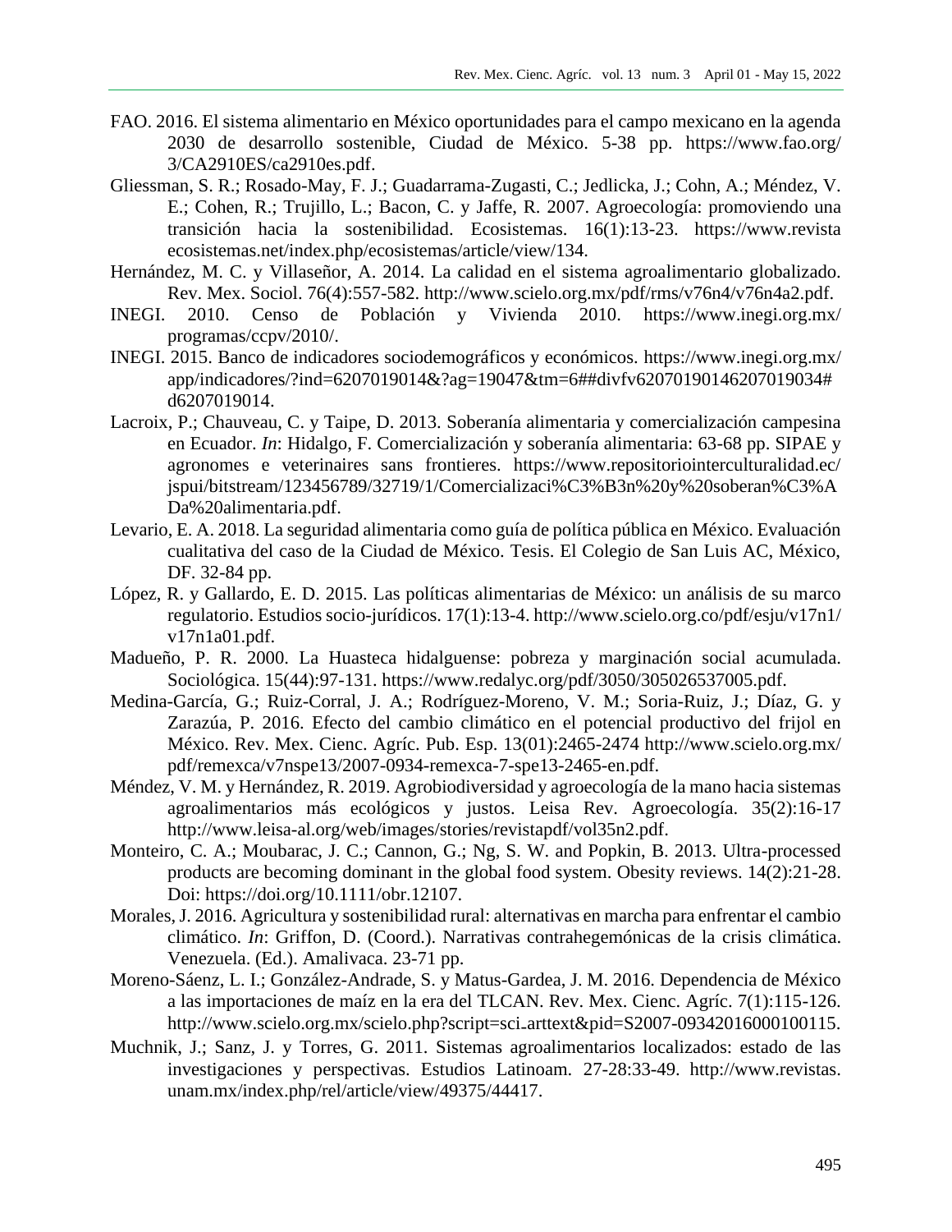FAO. 2016. El sistema alimentario en México oportunidades para el campo mexicano en la agenda 2030 de desarrollo sostenible, Ciudad de México. 5-38 pp. https://www.fao.org/3/CA2910ES/ca2910es.pdf.

Gliessman, S. R.; Rosado-May, F. J.; Guadarrama-Zugasti, C.; Jedlicka, J.; Cohn, A.; Méndez, V. E.; Cohen, R.; Trujillo, L.; Bacon, C. y Jaffe, R. 2007. Agroecología: promoviendo una transición hacia la sostenibilidad. Ecosistemas. 16(1):13-23. https://www.revistaecosistemas.net/index.php/ecosistemas/article/view/134.

Hernández, M. C. y Villaseñor, A. 2014. La calidad en el sistema agroalimentario globalizado. Rev. Mex. Sociol. 76(4):557-582. http://www.scielo.org.mx/pdf/rms/v76n4/v76n4a2.pdf.

INEGI. 2010. Censo de Población y Vivienda 2010. https://www.inegi.org.mx/programas/ccpv/2010/.

INEGI. 2015. Banco de indicadores sociodemográficos y económicos. https://www.inegi.org.mx/app/indicadores/?ind=6207019014&?ag=19047&tm=6##divfv62070190146207019034#d6207019014.

Lacroix, P.; Chauveau, C. y Taipe, D. 2013. Soberanía alimentaria y comercialización campesina en Ecuador. *In*: Hidalgo, F. Comercialización y soberanía alimentaria: 63-68 pp. SIPAE y agronomes e veterinaires sans frontieres. https://www.repositoriointerculturalidad.ec/jspui/bitstream/123456789/32719/1/Comercializaci%C3%B3n%20y%20soberan%C3%ADa%20alimentaria.pdf.

Levario, E. A. 2018. La seguridad alimentaria como guía de política pública en México. Evaluación cualitativa del caso de la Ciudad de México. Tesis. El Colegio de San Luis AC, México, DF. 32-84 pp.

López, R. y Gallardo, E. D. 2015. Las políticas alimentarias de México: un análisis de su marco regulatorio. Estudios socio-jurídicos. 17(1):13-4. http://www.scielo.org.co/pdf/esju/v17n1/v17n1a01.pdf.

Madueño, P. R. 2000. La Huasteca hidalguense: pobreza y marginación social acumulada. Sociológica. 15(44):97-131. https://www.redalyc.org/pdf/3050/305026537005.pdf.

Medina-García, G.; Ruiz-Corral, J. A.; Rodríguez-Moreno, V. M.; Soria-Ruiz, J.; Díaz, G. y Zarazúa, P. 2016. Efecto del cambio climático en el potencial productivo del frijol en México. Rev. Mex. Cienc. Agríc. Pub. Esp. 13(01):2465-2474 http://www.scielo.org.mx/pdf/remexca/v7nspe13/2007-0934-remexca-7-spe13-2465-en.pdf.

Méndez, V. M. y Hernández, R. 2019. Agrobiodiversidad y agroecología de la mano hacia sistemas agroalimentarios más ecológicos y justos. Leisa Rev. Agroecología. 35(2):16-17 http://www.leisa-al.org/web/images/stories/revistapdf/vol35n2.pdf.

Monteiro, C. A.; Moubarac, J. C.; Cannon, G.; Ng, S. W. and Popkin, B. 2013. Ultra-processed products are becoming dominant in the global food system. Obesity reviews. 14(2):21-28. Doi: https://doi.org/10.1111/obr.12107.

Morales, J. 2016. Agricultura y sostenibilidad rural: alternativas en marcha para enfrentar el cambio climático. *In*: Griffon, D. (Coord.). Narrativas contrahegemónicas de la crisis climática. Venezuela. (Ed.). Amalivaca. 23-71 pp.

Moreno-Sáenz, L. I.; González-Andrade, S. y Matus-Gardea, J. M. 2016. Dependencia de México a las importaciones de maíz en la era del TLCAN. Rev. Mex. Cienc. Agríc. 7(1):115-126. http://www.scielo.org.mx/scielo.php?script=sci_arttext&pid=S2007-09342016000100115.

Muchnik, J.; Sanz, J. y Torres, G. 2011. Sistemas agroalimentarios localizados: estado de las investigaciones y perspectivas. Estudios Latinoam. 27-28:33-49. http://www.revistas.unam.mx/index.php/rel/article/view/49375/44417.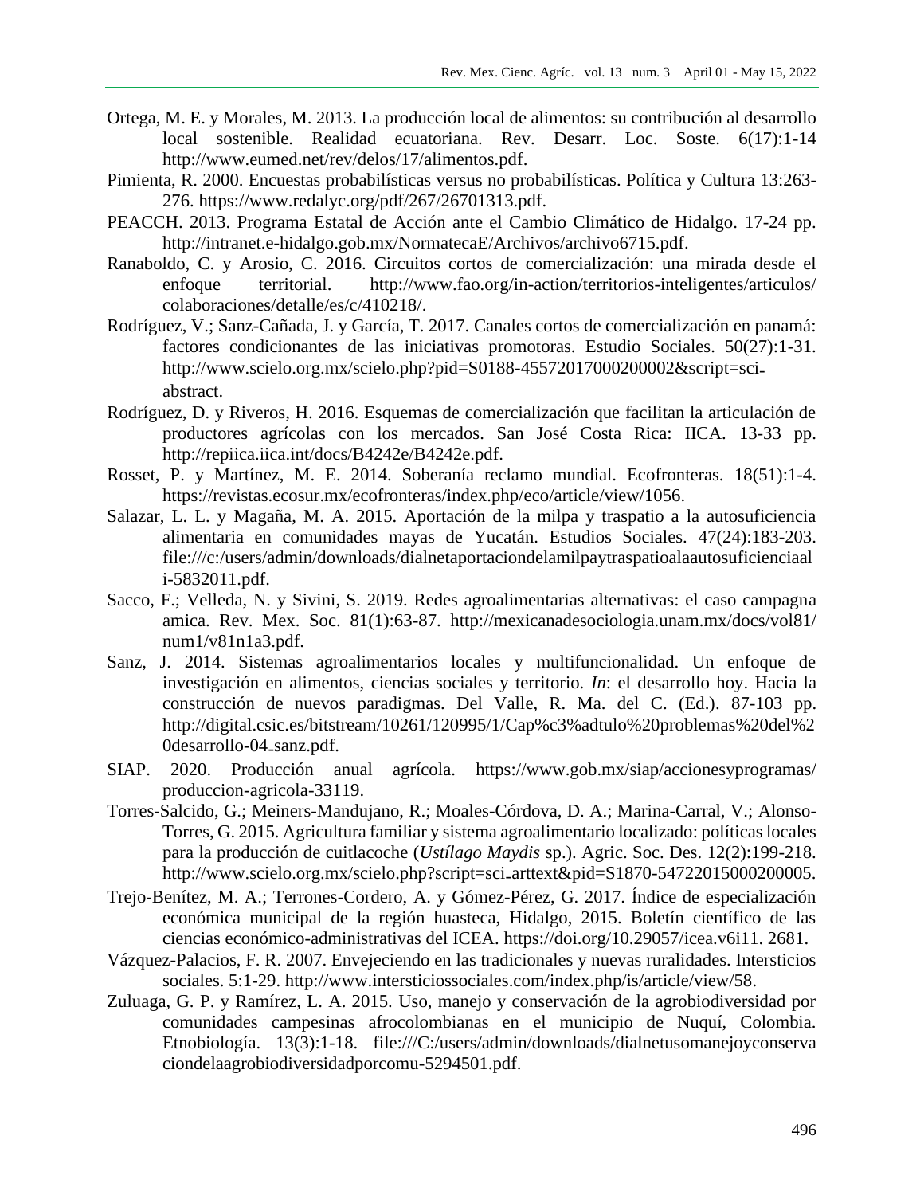Ortega, M. E. y Morales, M. 2013. La producción local de alimentos: su contribución al desarrollo local sostenible. Realidad ecuatoriana. Rev. Desarr. Loc. Soste. 6(17):1-14 http://www.eumed.net/rev/delos/17/alimentos.pdf.

Pimienta, R. 2000. Encuestas probabilísticas versus no probabilísticas. Política y Cultura 13:263-276. https://www.redalyc.org/pdf/267/26701313.pdf.

PEACCH. 2013. Programa Estatal de Acción ante el Cambio Climático de Hidalgo. 17-24 pp. http://intranet.e-hidalgo.gob.mx/NormatecaE/Archivos/archivo6715.pdf.

Ranaboldo, C. y Arosio, C. 2016. Circuitos cortos de comercialización: una mirada desde el enfoque territorial. http://www.fao.org/in-action/territorios-inteligentes/articulos/colaboraciones/detalle/es/c/410218/.

Rodríguez, V.; Sanz-Cañada, J. y García, T. 2017. Canales cortos de comercialización en panamá: factores condicionantes de las iniciativas promotoras. Estudio Sociales. 50(27):1-31. http://www.scielo.org.mx/scielo.php?pid=S0188-45572017000200002&script=sci_abstract.

Rodríguez, D. y Riveros, H. 2016. Esquemas de comercialización que facilitan la articulación de productores agrícolas con los mercados. San José Costa Rica: IICA. 13-33 pp. http://repiica.iica.int/docs/B4242e/B4242e.pdf.

Rosset, P. y Martínez, M. E. 2014. Soberanía reclamo mundial. Ecofronteras. 18(51):1-4. https://revistas.ecosur.mx/ecofronteras/index.php/eco/article/view/1056.

Salazar, L. L. y Magaña, M. A. 2015. Aportación de la milpa y traspatio a la autosuficiencia alimentaria en comunidades mayas de Yucatán. Estudios Sociales. 47(24):183-203. file:///c:/users/admin/downloads/dialnetaportaciondelamilpaytraspatioalaautosuficienciaali-5832011.pdf.

Sacco, F.; Velleda, N. y Sivini, S. 2019. Redes agroalimentarias alternativas: el caso campagna amica. Rev. Mex. Soc. 81(1):63-87. http://mexicanadesociologia.unam.mx/docs/vol81/num1/v81n1a3.pdf.

Sanz, J. 2014. Sistemas agroalimentarios locales y multifuncionalidad. Un enfoque de investigación en alimentos, ciencias sociales y territorio. *In*: el desarrollo hoy. Hacia la construcción de nuevos paradigmas. Del Valle, R. Ma. del C. (Ed.). 87-103 pp. http://digital.csic.es/bitstream/10261/120995/1/Cap%c3%adtulo%20problemas%20del%20desarrollo-04_sanz.pdf.

SIAP. 2020. Producción anual agrícola. https://www.gob.mx/siap/accionesyprogramas/produccion-agricola-33119.

Torres-Salcido, G.; Meiners-Mandujano, R.; Moales-Córdova, D. A.; Marina-Carral, V.; Alonso-Torres, G. 2015. Agricultura familiar y sistema agroalimentario localizado: políticas locales para la producción de cuitlacoche (*Ustílago Maydis* sp.). Agric. Soc. Des. 12(2):199-218. http://www.scielo.org.mx/scielo.php?script=sci_arttext&pid=S1870-54722015000200005.

Trejo-Benítez, M. A.; Terrones-Cordero, A. y Gómez-Pérez, G. 2017. Índice de especialización económica municipal de la región huasteca, Hidalgo, 2015. Boletín científico de las ciencias económico-administrativas del ICEA. https://doi.org/10.29057/icea.v6i11. 2681.

Vázquez-Palacios, F. R. 2007. Envejeciendo en las tradicionales y nuevas ruralidades. Intersticios sociales. 5:1-29. http://www.intersticiossociales.com/index.php/is/article/view/58.

Zuluaga, G. P. y Ramírez, L. A. 2015. Uso, manejo y conservación de la agrobiodiversidad por comunidades campesinas afrocolombianas en el municipio de Nuquí, Colombia. Etnobiología. 13(3):1-18. file:///C:/users/admin/downloads/dialnetusomanejoyconservaciondelaagrobiodiversidadporcomu-5294501.pdf.